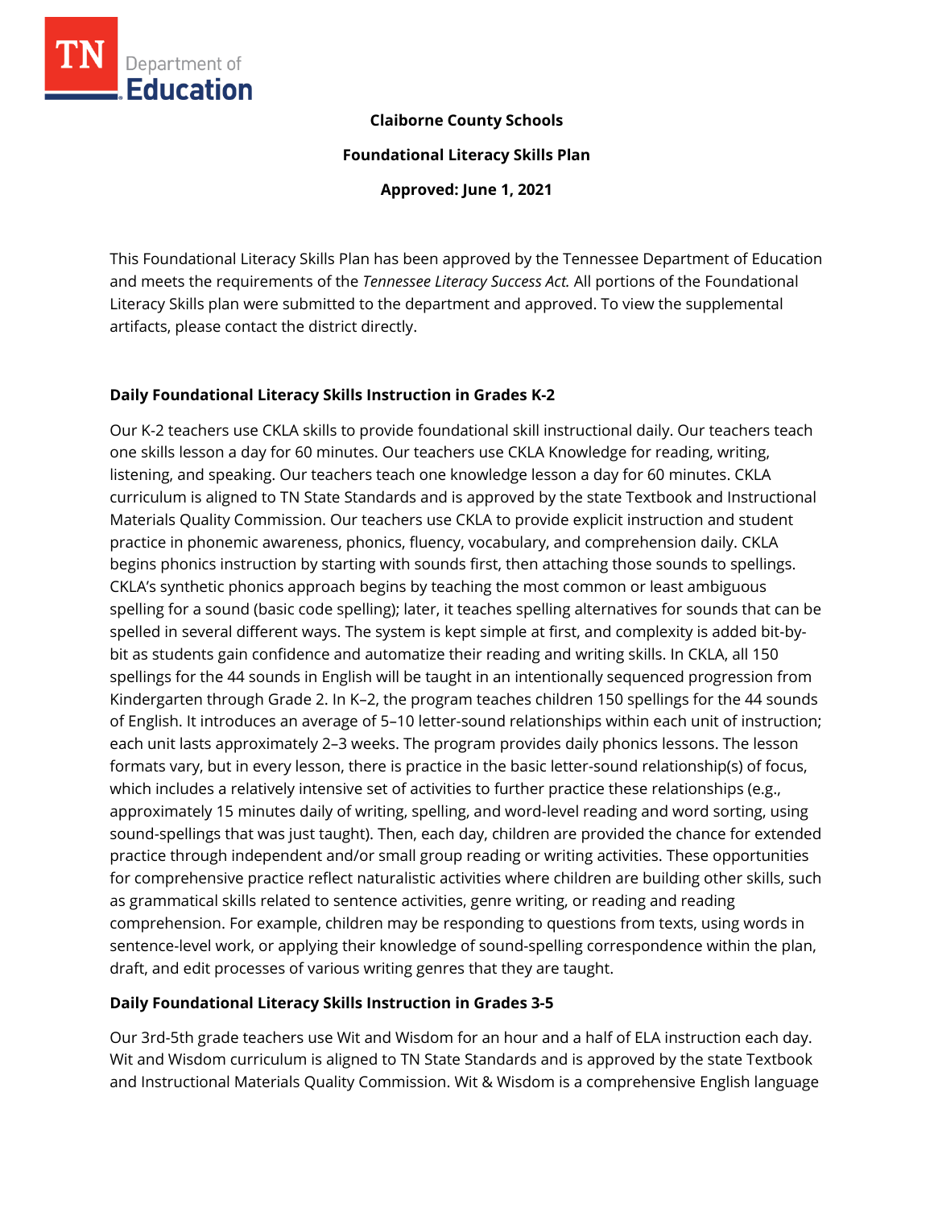**Claiborne County Schools**

**Foundational Literacy Skills Plan**

**Approved: June 1, 2021**

This Foundational Literacy Skills Plan has been approved by the Tennessee Department of Education and meets the requirements of the *Tennessee Literacy Success Act.* All portions of the Foundational Literacy Skills plan were submitted to the department and approved. To view the supplemental artifacts, please contact the district directly.

## Daily Foundational Literacy Skills Instruction in Grades K-2

Our K-2 teachers use CKLA skills to provide foundational skill instructional daily. Our teachers teach one skills lesson a day for 60 minutes. Our teachers use CKLA Knowledge for reading, writing, listening, and speaking. Our teachers teach one knowledge lesson a day for 60 minutes. CKLA curriculum is aligned to TN State Standards and is approved by the state Textbook and Instructional Materials Quality Commission. Our teachers use CKLA to provide explicit instruction and student practice in phonemic awareness, phonics, fluency, vocabulary, and comprehension daily. CKLA begins phonics instruction by starting with sounds first, then attaching those sounds to spellings. CKLA's synthetic phonics approach begins by teaching the most common or least ambiguous spelling for a sound (basic code spelling); later, it teaches spelling alternatives for sounds that can be spelled in several different ways. The system is kept simple at first, and complexity is added bit-by-bit as students gain confidence and automatize their reading and writing skills. In CKLA, all 150 spellings for the 44 sounds in English will be taught in an intentionally sequenced progression from Kindergarten through Grade 2. In K–2, the program teaches children 150 spellings for the 44 sounds of English. It introduces an average of 5–10 letter-sound relationships within each unit of instruction; each unit lasts approximately 2–3 weeks. The program provides daily phonics lessons. The lesson formats vary, but in every lesson, there is practice in the basic letter-sound relationship(s) of focus, which includes a relatively intensive set of activities to further practice these relationships (e.g., approximately 15 minutes daily of writing, spelling, and word-level reading and word sorting, using sound-spellings that was just taught). Then, each day, children are provided the chance for extended practice through independent and/or small group reading or writing activities. These opportunities for comprehensive practice reflect naturalistic activities where children are building other skills, such as grammatical skills related to sentence activities, genre writing, or reading and reading comprehension. For example, children may be responding to questions from texts, using words in sentence-level work, or applying their knowledge of sound-spelling correspondence within the plan, draft, and edit processes of various writing genres that they are taught.

## Daily Foundational Literacy Skills Instruction in Grades 3-5

Our 3rd-5th grade teachers use Wit and Wisdom for an hour and a half of ELA instruction each day. Wit and Wisdom curriculum is aligned to TN State Standards and is approved by the state Textbook and Instructional Materials Quality Commission. Wit & Wisdom is a comprehensive English language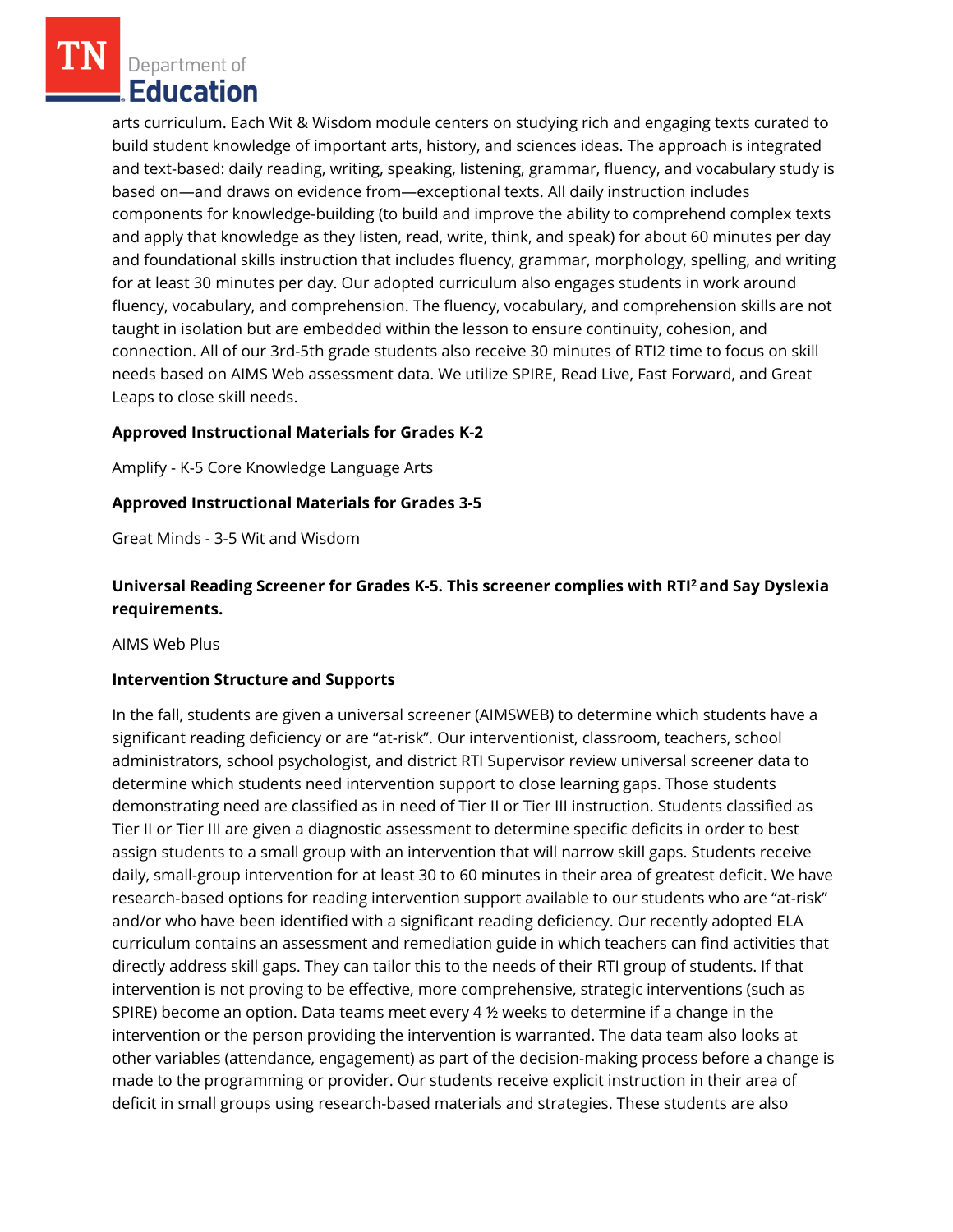arts curriculum. Each Wit & Wisdom module centers on studying rich and engaging texts curated to build student knowledge of important arts, history, and sciences ideas. The approach is integrated and text-based: daily reading, writing, speaking, listening, grammar, fluency, and vocabulary study is based on—and draws on evidence from—exceptional texts. All daily instruction includes components for knowledge-building (to build and improve the ability to comprehend complex texts and apply that knowledge as they listen, read, write, think, and speak) for about 60 minutes per day and foundational skills instruction that includes fluency, grammar, morphology, spelling, and writing for at least 30 minutes per day. Our adopted curriculum also engages students in work around fluency, vocabulary, and comprehension. The fluency, vocabulary, and comprehension skills are not taught in isolation but are embedded within the lesson to ensure continuity, cohesion, and connection. All of our 3rd-5th grade students also receive 30 minutes of RTI2 time to focus on skill needs based on AIMS Web assessment data. We utilize SPIRE, Read Live, Fast Forward, and Great Leaps to close skill needs.

**Approved Instructional Materials for Grades K-2**

Amplify - K-5 Core Knowledge Language Arts

**Approved Instructional Materials for Grades 3-5**

Great Minds - 3-5 Wit and Wisdom

**Universal Reading Screener for Grades K-5. This screener complies with RTI$^2$ and Say Dyslexia requirements.**

AIMS Web Plus

**Intervention Structure and Supports**

In the fall, students are given a universal screener (AIMSWEB) to determine which students have a significant reading deficiency or are "at-risk". Our interventionist, classroom, teachers, school administrators, school psychologist, and district RTI Supervisor review universal screener data to determine which students need intervention support to close learning gaps. Those students demonstrating need are classified as in need of Tier II or Tier III instruction. Students classified as Tier II or Tier III are given a diagnostic assessment to determine specific deficits in order to best assign students to a small group with an intervention that will narrow skill gaps. Students receive daily, small-group intervention for at least 30 to 60 minutes in their area of greatest deficit. We have research-based options for reading intervention support available to our students who are "at-risk" and/or who have been identified with a significant reading deficiency. Our recently adopted ELA curriculum contains an assessment and remediation guide in which teachers can find activities that directly address skill gaps. They can tailor this to the needs of their RTI group of students. If that intervention is not proving to be effective, more comprehensive, strategic interventions (such as SPIRE) become an option. Data teams meet every 4 ½ weeks to determine if a change in the intervention or the person providing the intervention is warranted. The data team also looks at other variables (attendance, engagement) as part of the decision-making process before a change is made to the programming or provider. Our students receive explicit instruction in their area of deficit in small groups using research-based materials and strategies. These students are also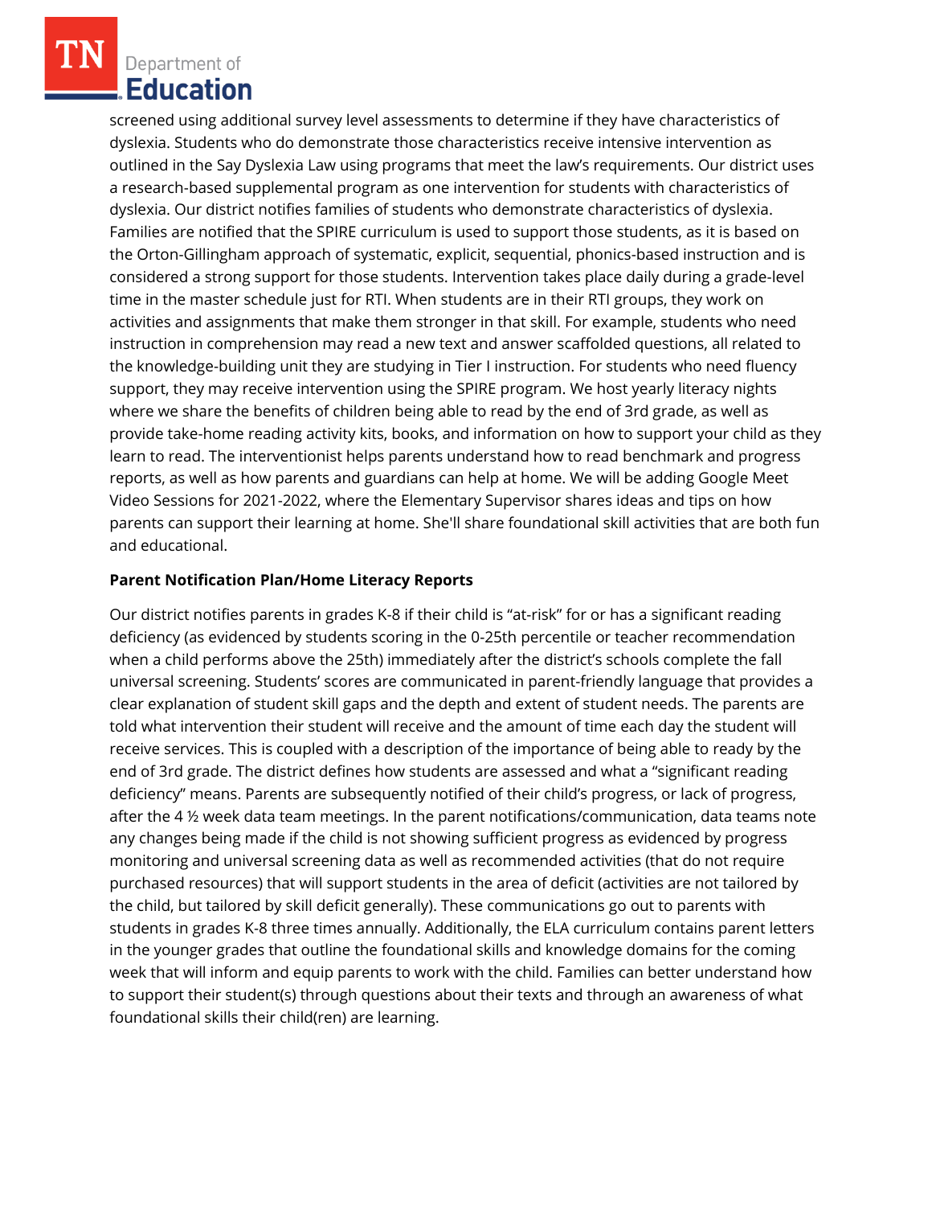screened using additional survey level assessments to determine if they have characteristics of dyslexia. Students who do demonstrate those characteristics receive intensive intervention as outlined in the Say Dyslexia Law using programs that meet the law's requirements. Our district uses a research-based supplemental program as one intervention for students with characteristics of dyslexia. Our district notifies families of students who demonstrate characteristics of dyslexia. Families are notified that the SPIRE curriculum is used to support those students, as it is based on the Orton-Gillingham approach of systematic, explicit, sequential, phonics-based instruction and is considered a strong support for those students. Intervention takes place daily during a grade-level time in the master schedule just for RTI. When students are in their RTI groups, they work on activities and assignments that make them stronger in that skill. For example, students who need instruction in comprehension may read a new text and answer scaffolded questions, all related to the knowledge-building unit they are studying in Tier I instruction. For students who need fluency support, they may receive intervention using the SPIRE program. We host yearly literacy nights where we share the benefits of children being able to read by the end of 3rd grade, as well as provide take-home reading activity kits, books, and information on how to support your child as they learn to read. The interventionist helps parents understand how to read benchmark and progress reports, as well as how parents and guardians can help at home. We will be adding Google Meet Video Sessions for 2021-2022, where the Elementary Supervisor shares ideas and tips on how parents can support their learning at home. She'll share foundational skill activities that are both fun and educational.

**Parent Notification Plan/Home Literacy Reports**

Our district notifies parents in grades K-8 if their child is "at-risk" for or has a significant reading deficiency (as evidenced by students scoring in the 0-25th percentile or teacher recommendation when a child performs above the 25th) immediately after the district's schools complete the fall universal screening. Students' scores are communicated in parent-friendly language that provides a clear explanation of student skill gaps and the depth and extent of student needs. The parents are told what intervention their student will receive and the amount of time each day the student will receive services. This is coupled with a description of the importance of being able to ready by the end of 3rd grade. The district defines how students are assessed and what a "significant reading deficiency" means. Parents are subsequently notified of their child's progress, or lack of progress, after the 4 ½ week data team meetings. In the parent notifications/communication, data teams note any changes being made if the child is not showing sufficient progress as evidenced by progress monitoring and universal screening data as well as recommended activities (that do not require purchased resources) that will support students in the area of deficit (activities are not tailored by the child, but tailored by skill deficit generally). These communications go out to parents with students in grades K-8 three times annually. Additionally, the ELA curriculum contains parent letters in the younger grades that outline the foundational skills and knowledge domains for the coming week that will inform and equip parents to work with the child. Families can better understand how to support their student(s) through questions about their texts and through an awareness of what foundational skills their child(ren) are learning.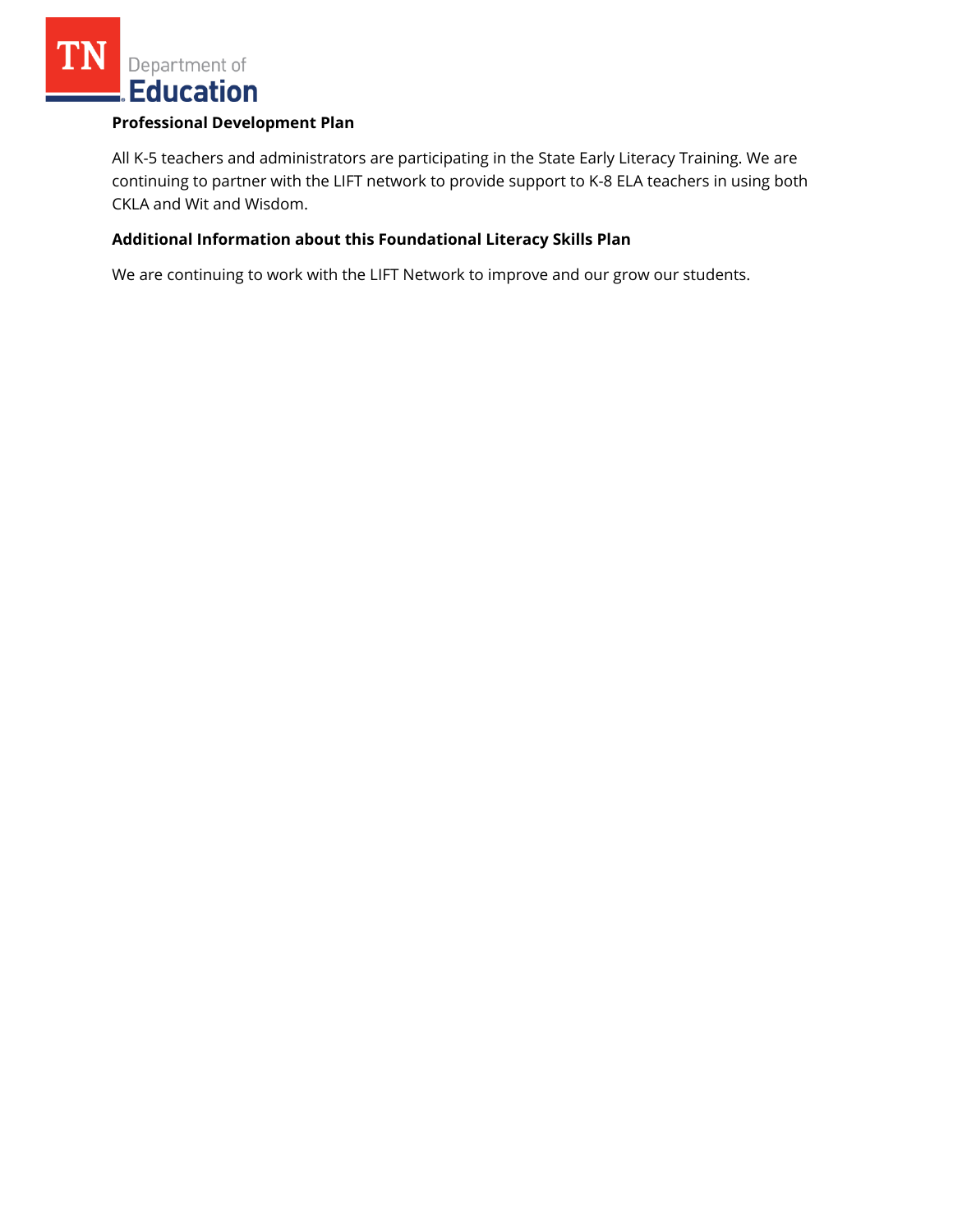**Professional Development Plan**

All K-5 teachers and administrators are participating in the State Early Literacy Training. We are continuing to partner with the LIFT network to provide support to K-8 ELA teachers in using both CKLA and Wit and Wisdom.

**Additional Information about this Foundational Literacy Skills Plan**

We are continuing to work with the LIFT Network to improve and our grow our students.